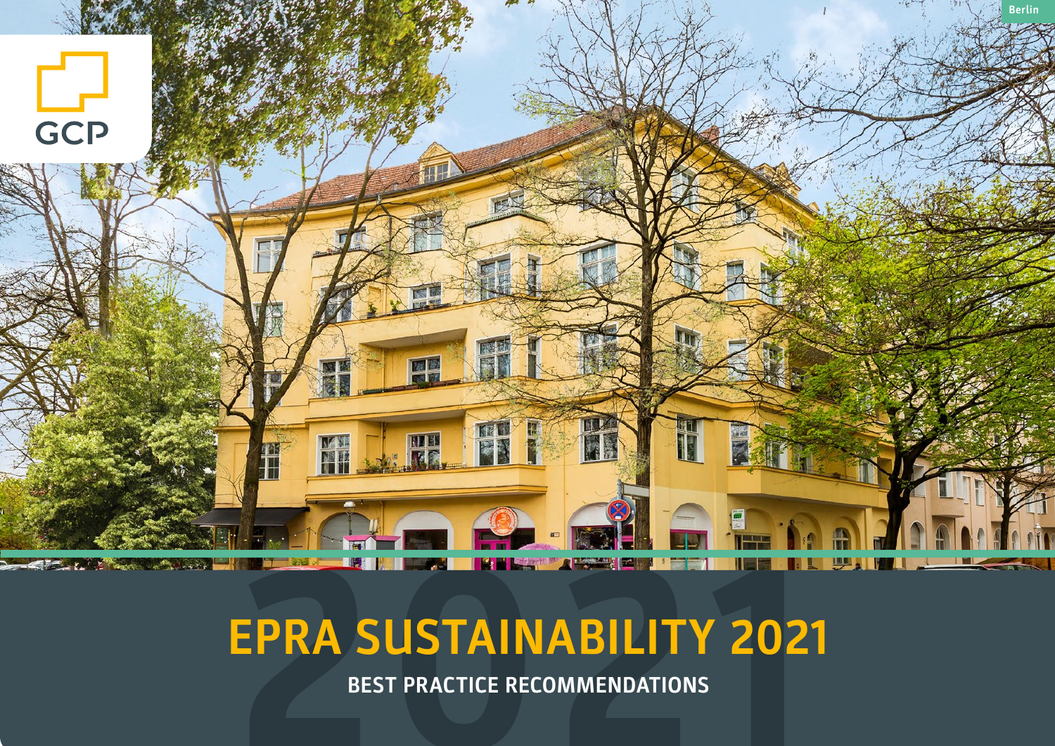GCP

Berlin

# EPRA SUSTAINABILITY 2021

## BEST PRACTICE RECOMMENDATIONS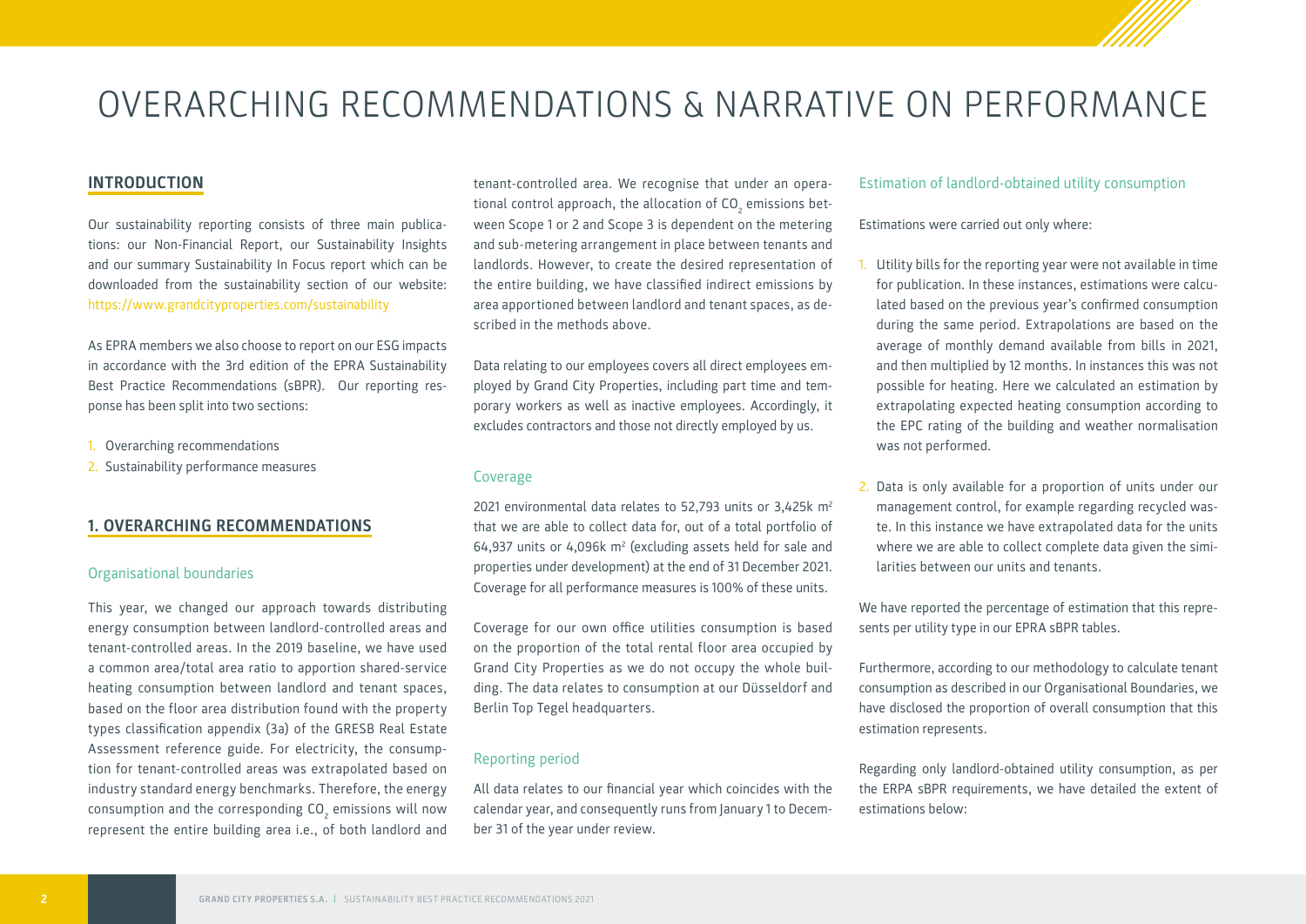# OVERARCHING RECOMMENDATIONS & NARRATIVE ON PERFORMANCE

## INTRODUCTION

Our sustainability reporting consists of three main publications: our Non-Financial Report, our Sustainability Insights and our summary Sustainability In Focus report which can be downloaded from the sustainability section of our website: https://www.grandcityproperties.com/sustainability

As EPRA members we also choose to report on our ESG impacts in accordance with the 3rd edition of the EPRA Sustainability Best Practice Recommendations (sBPR). Our reporting response has been split into two sections:

1. Overarching recommendations
2. Sustainability performance measures

## 1. OVERARCHING RECOMMENDATIONS

### Organisational boundaries

This year, we changed our approach towards distributing energy consumption between landlord-controlled areas and tenant-controlled areas. In the 2019 baseline, we have used a common area/total area ratio to apportion shared-service heating consumption between landlord and tenant spaces, based on the floor area distribution found with the property types classification appendix (3a) of the GRESB Real Estate Assessment reference guide. For electricity, the consumption for tenant-controlled areas was extrapolated based on industry standard energy benchmarks. Therefore, the energy consumption and the corresponding $CO_2$ emissions will now represent the entire building area i.e., of both landlord and tenant-controlled area. We recognise that under an operational control approach, the allocation of $CO_2$ emissions between Scope 1 or 2 and Scope 3 is dependent on the metering and sub-metering arrangement in place between tenants and landlords. However, to create the desired representation of the entire building, we have classified indirect emissions by area apportioned between landlord and tenant spaces, as described in the methods above.

Data relating to our employees covers all direct employees employed by Grand City Properties, including part time and temporary workers as well as inactive employees. Accordingly, it excludes contractors and those not directly employed by us.

### Coverage

2021 environmental data relates to 52,793 units or 3,425k m² that we are able to collect data for, out of a total portfolio of 64,937 units or 4,096k m² (excluding assets held for sale and properties under development) at the end of 31 December 2021. Coverage for all performance measures is 100% of these units.

Coverage for our own office utilities consumption is based on the proportion of the total rental floor area occupied by Grand City Properties as we do not occupy the whole building. The data relates to consumption at our Düsseldorf and Berlin Top Tegel headquarters.

### Reporting period

All data relates to our financial year which coincides with the calendar year, and consequently runs from January 1 to December 31 of the year under review.

### Estimation of landlord-obtained utility consumption

Estimations were carried out only where:

1. Utility bills for the reporting year were not available in time for publication. In these instances, estimations were calculated based on the previous year's confirmed consumption during the same period. Extrapolations are based on the average of monthly demand available from bills in 2021, and then multiplied by 12 months. In instances this was not possible for heating. Here we calculated an estimation by extrapolating expected heating consumption according to the EPC rating of the building and weather normalisation was not performed.
2. Data is only available for a proportion of units under our management control, for example regarding recycled waste. In this instance we have extrapolated data for the units where we are able to collect complete data given the similarities between our units and tenants.

We have reported the percentage of estimation that this represents per utility type in our EPRA sBPR tables.

Furthermore, according to our methodology to calculate tenant consumption as described in our Organisational Boundaries, we have disclosed the proportion of overall consumption that this estimation represents.

Regarding only landlord-obtained utility consumption, as per the ERPA sBPR requirements, we have detailed the extent of estimations below: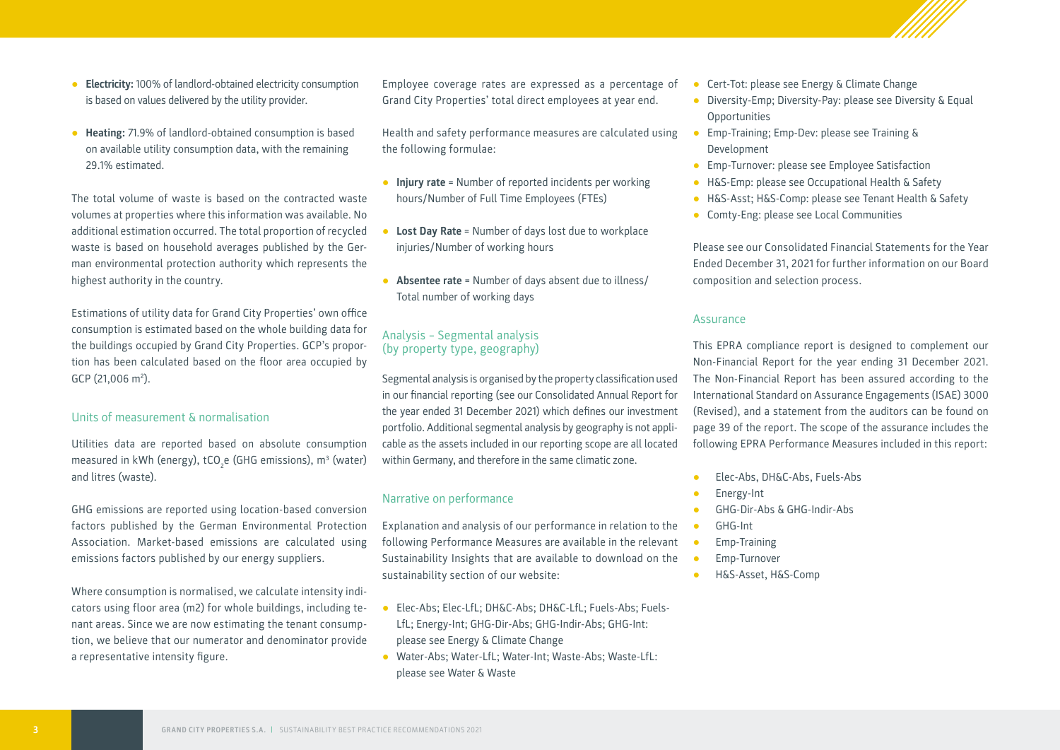- **Electricity:** 100% of landlord-obtained electricity consumption is based on values delivered by the utility provider.
- **Heating:** 71.9% of landlord-obtained consumption is based on available utility consumption data, with the remaining 29.1% estimated.

The total volume of waste is based on the contracted waste volumes at properties where this information was available. No additional estimation occurred. The total proportion of recycled waste is based on household averages published by the German environmental protection authority which represents the highest authority in the country.

Estimations of utility data for Grand City Properties' own office consumption is estimated based on the whole building data for the buildings occupied by Grand City Properties. GCP's proportion has been calculated based on the floor area occupied by GCP (21,006 $m^2$).

## Units of measurement & normalisation

Utilities data are reported based on absolute consumption measured in kWh (energy), $tCO_2e$ (GHG emissions), $m^3$ (water) and litres (waste).

GHG emissions are reported using location-based conversion factors published by the German Environmental Protection Association. Market-based emissions are calculated using emissions factors published by our energy suppliers.

Where consumption is normalised, we calculate intensity indicators using floor area (m2) for whole buildings, including tenant areas. Since we are now estimating the tenant consumption, we believe that our numerator and denominator provide a representative intensity figure.

Employee coverage rates are expressed as a percentage of Grand City Properties' total direct employees at year end.

Health and safety performance measures are calculated using the following formulae:

- **Injury rate** = Number of reported incidents per working hours/Number of Full Time Employees (FTEs)
- **Lost Day Rate** = Number of days lost due to workplace injuries/Number of working hours
- **Absentee rate** = Number of days absent due to illness/ Total number of working days

## Analysis – Segmental analysis (by property type, geography)

Segmental analysis is organised by the property classification used in our financial reporting (see our Consolidated Annual Report for the year ended 31 December 2021) which defines our investment portfolio. Additional segmental analysis by geography is not applicable as the assets included in our reporting scope are all located within Germany, and therefore in the same climatic zone.

## Narrative on performance

Explanation and analysis of our performance in relation to the following Performance Measures are available in the relevant Sustainability Insights that are available to download on the sustainability section of our website:

- Elec-Abs; Elec-LfL; DH&C-Abs; DH&C-LfL; Fuels-Abs; Fuels-LfL; Energy-Int; GHG-Dir-Abs; GHG-Indir-Abs; GHG-Int: please see Energy & Climate Change
- Water-Abs; Water-LfL; Water-Int; Waste-Abs; Waste-LfL: please see Water & Waste
- Cert-Tot: please see Energy & Climate Change
- Diversity-Emp; Diversity-Pay: please see Diversity & Equal Opportunities
- Emp-Training; Emp-Dev: please see Training & Development
- Emp-Turnover: please see Employee Satisfaction
- H&S-Emp: please see Occupational Health & Safety
- H&S-Asst; H&S-Comp: please see Tenant Health & Safety
- Comty-Eng: please see Local Communities

Please see our Consolidated Financial Statements for the Year Ended December 31, 2021 for further information on our Board composition and selection process.

## Assurance

This EPRA compliance report is designed to complement our Non-Financial Report for the year ending 31 December 2021. The Non-Financial Report has been assured according to the International Standard on Assurance Engagements (ISAE) 3000 (Revised), and a statement from the auditors can be found on page 39 of the report. The scope of the assurance includes the following EPRA Performance Measures included in this report:

- Elec-Abs, DH&C-Abs, Fuels-Abs
- Energy-Int
- GHG-Dir-Abs & GHG-Indir-Abs
- GHG-Int
- Emp-Training
- Emp-Turnover
- H&S-Asset, H&S-Comp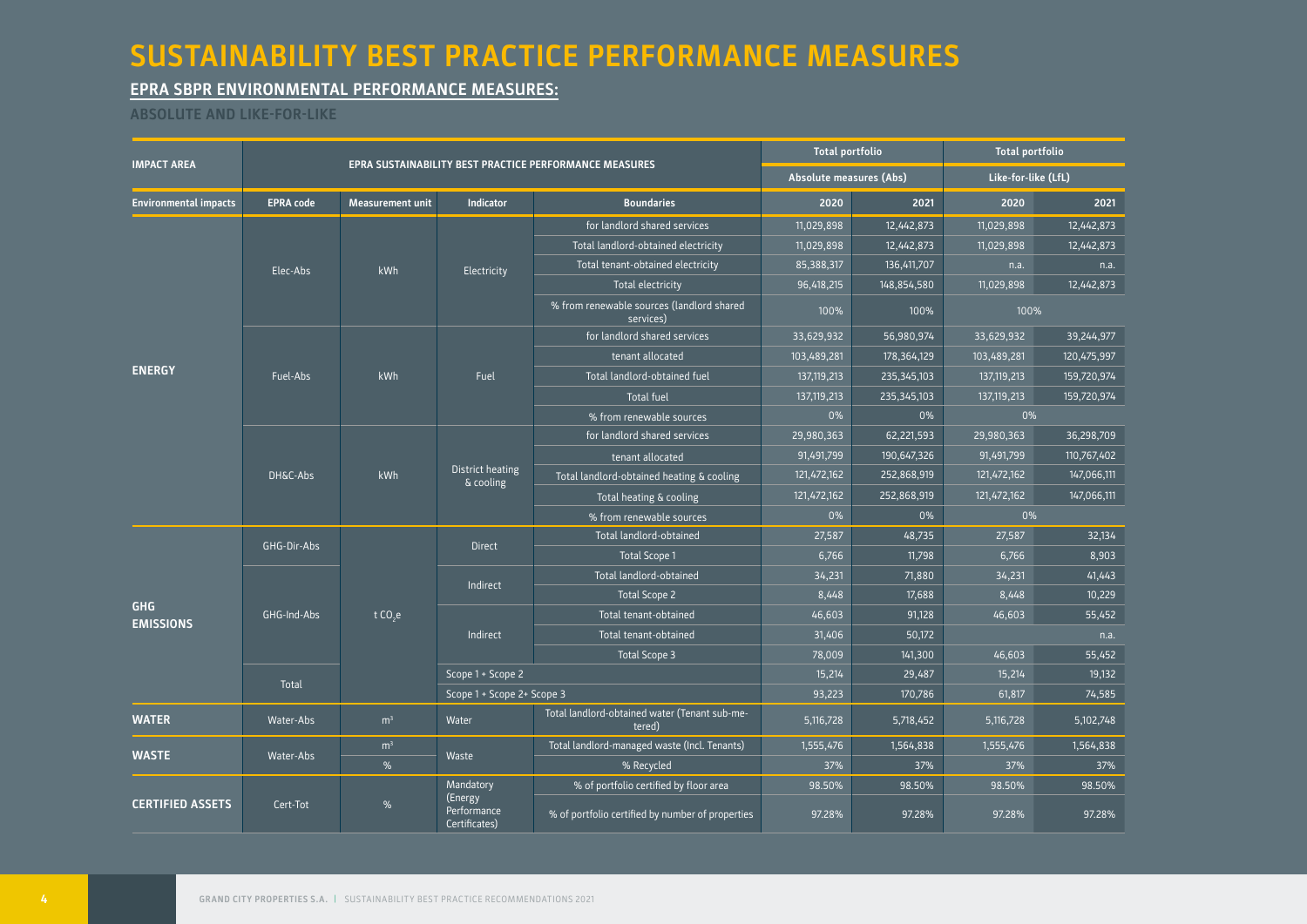# SUSTAINABILITY BEST PRACTICE PERFORMANCE MEASURES

## EPRA SBPR ENVIRONMENTAL PERFORMANCE MEASURES:

### ABSOLUTE AND LIKE-FOR-LIKE

| IMPACT AREA | EPRA SUSTAINABILITY BEST PRACTICE PERFORMANCE MEASURES | | | | Total portfolio | | Total portfolio | |
|---|---|---|---|---|---|---|---|---|
| | | | | | Absolute measures (Abs) | | Like-for-like (LfL) | |
| Environmental impacts | EPRA code | Measurement unit | Indicator | Boundaries | 2020 | 2021 | 2020 | 2021 |
| ENERGY | Elec-Abs | kWh | Electricity | for landlord shared services | 11,029,898 | 12,442,873 | 11,029,898 | 12,442,873 |
| | | | | Total landlord-obtained electricity | 11,029,898 | 12,442,873 | 11,029,898 | 12,442,873 |
| | | | | Total tenant-obtained electricity | 85,388,317 | 136,411,707 | n.a. | n.a. |
| | | | | Total electricity | 96,418,215 | 148,854,580 | 11,029,898 | 12,442,873 |
| | | | | % from renewable sources (landlord shared services) | 100% | 100% | 100% | |
| | Fuel-Abs | kWh | Fuel | for landlord shared services | 33,629,932 | 56,980,974 | 33,629,932 | 39,244,977 |
| | | | | tenant allocated | 103,489,281 | 178,364,129 | 103,489,281 | 120,475,997 |
| | | | | Total landlord-obtained fuel | 137,119,213 | 235,345,103 | 137,119,213 | 159,720,974 |
| | | | | Total fuel | 137,119,213 | 235,345,103 | 137,119,213 | 159,720,974 |
| | | | | % from renewable sources | 0% | 0% | 0% | |
| | DH&C-Abs | kWh | District heating & cooling | for landlord shared services | 29,980,363 | 62,221,593 | 29,980,363 | 36,298,709 |
| | | | | tenant allocated | 91,491,799 | 190,647,326 | 91,491,799 | 110,767,402 |
| | | | | Total landlord-obtained heating & cooling | 121,472,162 | 252,868,919 | 121,472,162 | 147,066,111 |
| | | | | Total heating & cooling | 121,472,162 | 252,868,919 | 121,472,162 | 147,066,111 |
| | | | | % from renewable sources | 0% | 0% | 0% | |
| GHG EMISSIONS | GHG-Dir-Abs | $t\ CO_2e$ | Direct | Total landlord-obtained | 27,587 | 48,735 | 27,587 | 32,134 |
| | | | | Total Scope 1 | 6,766 | 11,798 | 6,766 | 8,903 |
| | GHG-Ind-Abs | | Indirect | Total landlord-obtained | 34,231 | 71,880 | 34,231 | 41,443 |
| | | | | Total Scope 2 | 8,448 | 17,688 | 8,448 | 10,229 |
| | | | Indirect | Total tenant-obtained | 46,603 | 91,128 | 46,603 | 55,452 |
| | | | | Total tenant-obtained | 31,406 | 50,172 | | n.a. |
| | | | | Total Scope 3 | 78,009 | 141,300 | 46,603 | 55,452 |
| | Total | | Scope 1 + Scope 2 | | 15,214 | 29,487 | 15,214 | 19,132 |
| | | | Scope 1 + Scope 2+ Scope 3 | | 93,223 | 170,786 | 61,817 | 74,585 |
| WATER | Water-Abs | $m^3$ | Water | Total landlord-obtained water (Tenant sub-metered) | 5,116,728 | 5,718,452 | 5,116,728 | 5,102,748 |
| WASTE | Water-Abs | $m^3$ | Waste | Total landlord-managed waste (Incl. Tenants) | 1,555,476 | 1,564,838 | 1,555,476 | 1,564,838 |
| | | % | | % Recycled | 37% | 37% | 37% | 37% |
| CERTIFIED ASSETS | Cert-Tot | % | Mandatory (Energy Performance Certificates) | % of portfolio certified by floor area | 98.50% | 98.50% | 98.50% | 98.50% |
| | | | | % of portfolio certified by number of properties | 97.28% | 97.28% | 97.28% | 97.28% |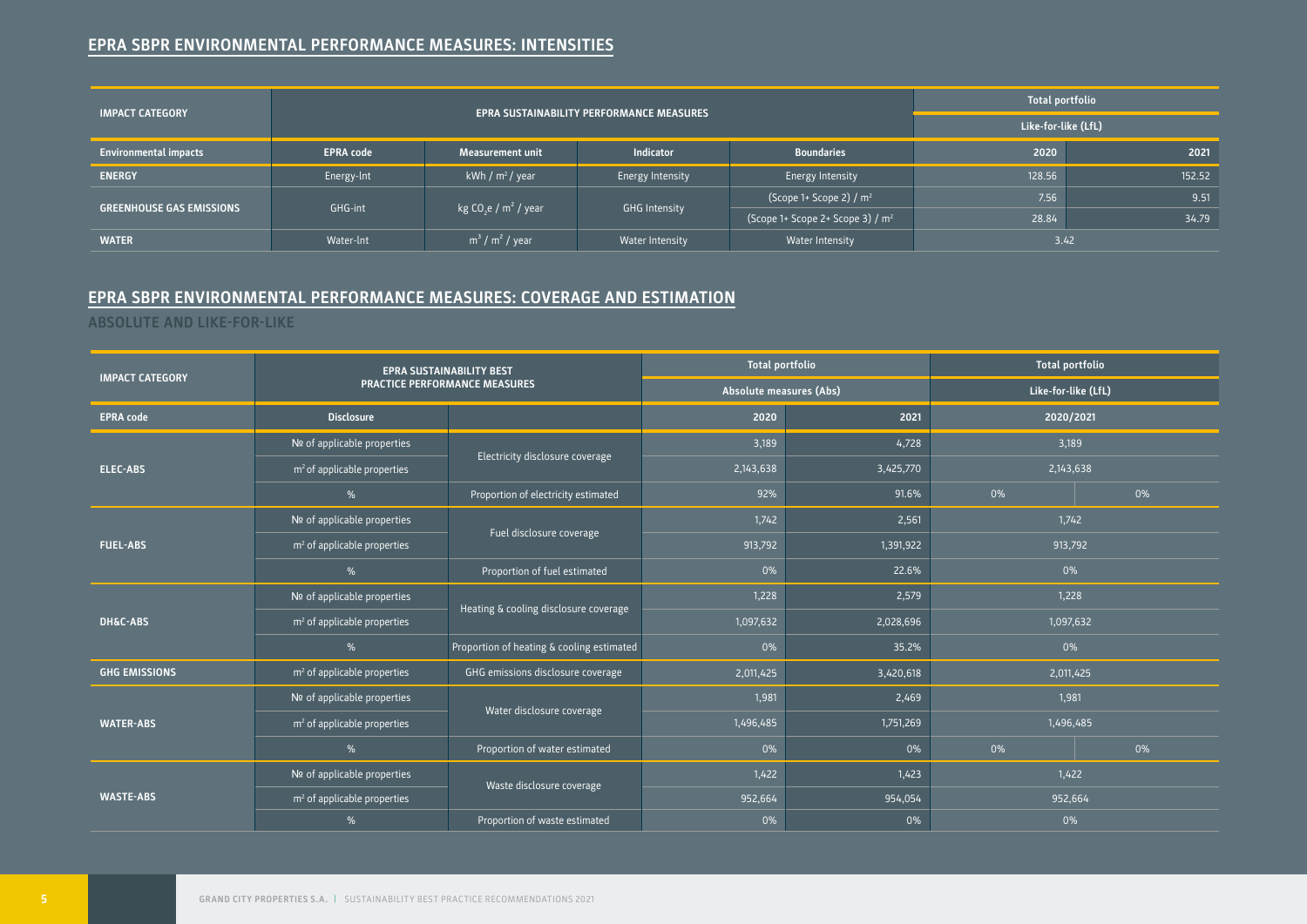## EPRA SBPR ENVIRONMENTAL PERFORMANCE MEASURES: INTENSITIES

| IMPACT CATEGORY | EPRA SUSTAINABILITY PERFORMANCE MEASURES | | | | Total portfolio | |
|---|---|---|---|---|---|---|
| | | | | | Like-for-like (LfL) | |
| Environmental impacts | EPRA code | Measurement unit | Indicator | Boundaries | 2020 | 2021 |
| ENERGY | Energy-Int | kWh / $m^2$ / year | Energy Intensity | Energy Intensity | 128.56 | 152.52 |
| GREENHOUSE GAS EMISSIONS | GHG-int | kg $CO_2e$ / $m^2$ / year | GHG Intensity | (Scope 1+ Scope 2) / $m^2$ | 7.56 | 9.51 |
| | | | | (Scope 1+ Scope 2+ Scope 3) / $m^2$ | 28.84 | 34.79 |
| WATER | Water-Int | $m^3$ / $m^2$ / year | Water Intensity | Water Intensity | 3.42 | |

## EPRA SBPR ENVIRONMENTAL PERFORMANCE MEASURES: COVERAGE AND ESTIMATION

### ABSOLUTE AND LIKE-FOR-LIKE

| IMPACT CATEGORY | EPRA SUSTAINABILITY BEST PRACTICE PERFORMANCE MEASURES | | Total portfolio | | Total portfolio | |
|---|---|---|---|---|---|---|
| | | | Absolute measures (Abs) | | Like-for-like (LfL) | |
| EPRA code | Disclosure | | 2020 | 2021 | 2020/2021 | |
| ELEC-ABS | № of applicable properties | Electricity disclosure coverage | 3,189 | 4,728 | 3,189 | |
| | $m^2$ of applicable properties | | 2,143,638 | 3,425,770 | 2,143,638 | |
| | % | Proportion of electricity estimated | 92% | 91.6% | 0% | 0% |
| FUEL-ABS | № of applicable properties | Fuel disclosure coverage | 1,742 | 2,561 | 1,742 | |
| | $m^2$ of applicable properties | | 913,792 | 1,391,922 | 913,792 | |
| | % | Proportion of fuel estimated | 0% | 22.6% | 0% | |
| DH&C-ABS | № of applicable properties | Heating & cooling disclosure coverage | 1,228 | 2,579 | 1,228 | |
| | $m^2$ of applicable properties | | 1,097,632 | 2,028,696 | 1,097,632 | |
| | % | Proportion of heating & cooling estimated | 0% | 35.2% | 0% | |
| GHG EMISSIONS | $m^2$ of applicable properties | GHG emissions disclosure coverage | 2,011,425 | 3,420,618 | 2,011,425 | |
| WATER-ABS | № of applicable properties | Water disclosure coverage | 1,981 | 2,469 | 1,981 | |
| | $m^2$ of applicable properties | | 1,496,485 | 1,751,269 | 1,496,485 | |
| | % | Proportion of water estimated | 0% | 0% | 0% | 0% |
| WASTE-ABS | № of applicable properties | Waste disclosure coverage | 1,422 | 1,423 | 1,422 | |
| | $m^2$ of applicable properties | | 952,664 | 954,054 | 952,664 | |
| | % | Proportion of waste estimated | 0% | 0% | 0% | |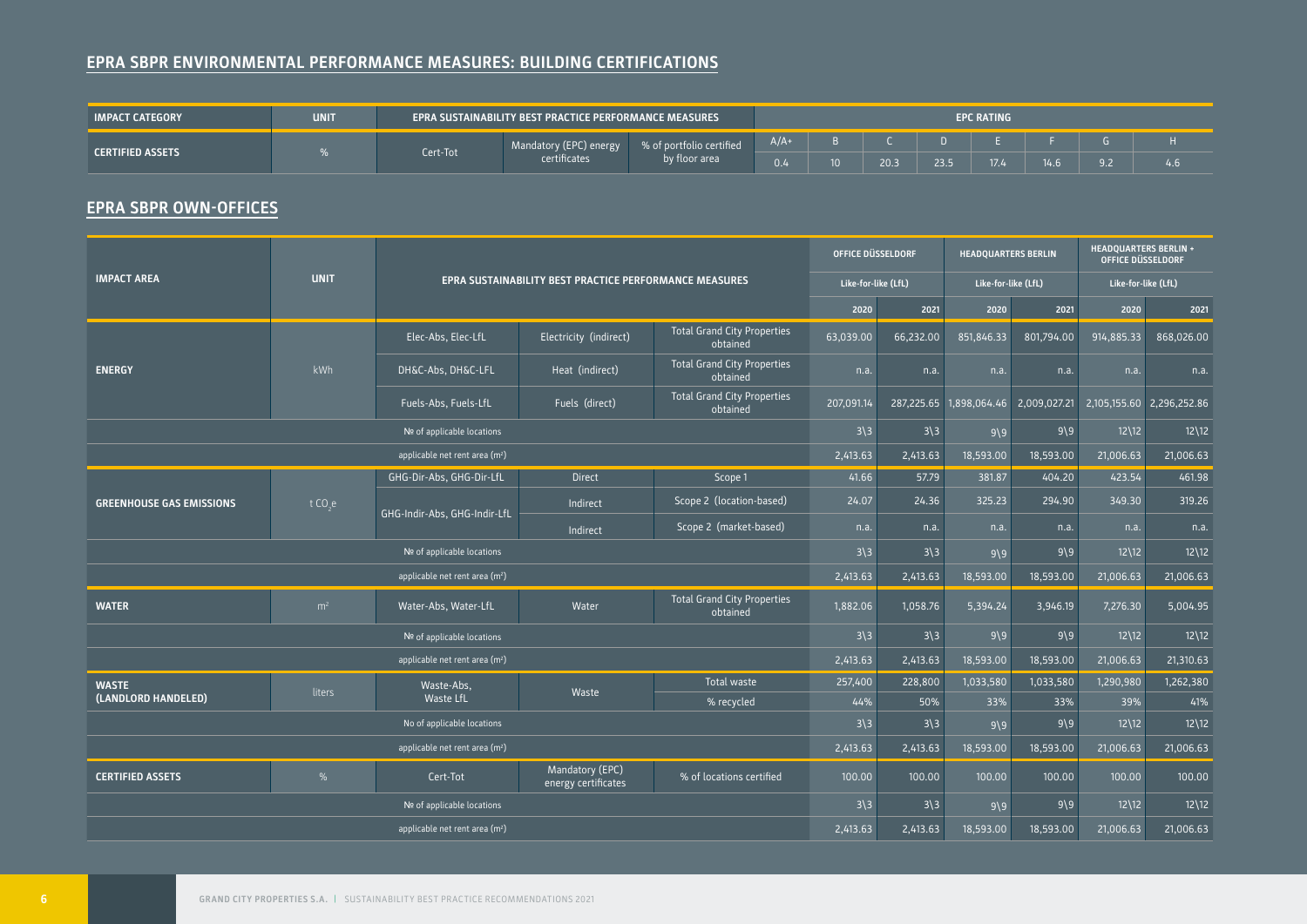## EPRA SBPR ENVIRONMENTAL PERFORMANCE MEASURES: BUILDING CERTIFICATIONS

| IMPACT CATEGORY | UNIT | EPRA SUSTAINABILITY BEST PRACTICE PERFORMANCE MEASURES | | | EPC RATING | | | | | | | |
|---|---|---|---|---|---|---|---|---|---|---|---|---|
| | | | | | A/A+ | B | C | D | E | F | G | H |
| CERTIFIED ASSETS | % | Cert-Tot | Mandatory (EPC) energy certificates | % of portfolio certified by floor area | 0.4 | 10 | 20.3 | 23.5 | 17.4 | 14.6 | 9.2 | 4.6 |

## EPRA SBPR OWN-OFFICES

| IMPACT AREA | UNIT | EPRA SUSTAINABILITY BEST PRACTICE PERFORMANCE MEASURES | | | OFFICE DÜSSELDORF | | HEADQUARTERS BERLIN | | HEADQUARTERS BERLIN + OFFICE DÜSSELDORF | |
|---|---|---|---|---|---|---|---|---|---|---|
| | | | | | Like-for-like (LfL) | | Like-for-like (LfL) | | Like-for-like (LfL) | |
| | | | | | 2020 | 2021 | 2020 | 2021 | 2020 | 2021 |
| ENERGY | kWh | Elec-Abs, Elec-LfL | Electricity (indirect) | Total Grand City Properties obtained | 63,039.00 | 66,232.00 | 851,846.33 | 801,794.00 | 914,885.33 | 868,026.00 |
| | | DH&C-Abs, DH&C-LFL | Heat (indirect) | Total Grand City Properties obtained | n.a. | n.a. | n.a. | n.a. | n.a. | n.a. |
| | | Fuels-Abs, Fuels-LfL | Fuels (direct) | Total Grand City Properties obtained | 207,091.14 | 287,225.65 | 1,898,064.46 | 2,009,027.21 | 2,105,155.60 | 2,296,252.86 |
| | | № of applicable locations | | | 3\3 | 3\3 | 9\9 | 9\9 | 12\12 | 12\12 |
| | | applicable net rent area (m²) | | | 2,413.63 | 2,413.63 | 18,593.00 | 18,593.00 | 21,006.63 | 21,006.63 |
| GREENHOUSE GAS EMISSIONS | t $CO_2e$ | GHG-Dir-Abs, GHG-Dir-LfL | Direct | Scope 1 | 41.66 | 57.79 | 381.87 | 404.20 | 423.54 | 461.98 |
| | | GHG-Indir-Abs, GHG-Indir-LfL | Indirect | Scope 2 (location-based) | 24.07 | 24.36 | 325.23 | 294.90 | 349.30 | 319.26 |
| | | | Indirect | Scope 2 (market-based) | n.a. | n.a. | n.a. | n.a. | n.a. | n.a. |
| | | № of applicable locations | | | 3\3 | 3\3 | 9\9 | 9\9 | 12\12 | 12\12 |
| | | applicable net rent area (m²) | | | 2,413.63 | 2,413.63 | 18,593.00 | 18,593.00 | 21,006.63 | 21,006.63 |
| WATER | m³ | Water-Abs, Water-LfL | Water | Total Grand City Properties obtained | 1,882.06 | 1,058.76 | 5,394.24 | 3,946.19 | 7,276.30 | 5,004.95 |
| | | № of applicable locations | | | 3\3 | 3\3 | 9\9 | 9\9 | 12\12 | 12\12 |
| | | applicable net rent area (m²) | | | 2,413.63 | 2,413.63 | 18,593.00 | 18,593.00 | 21,006.63 | 21,310.63 |
| WASTE (LANDLORD HANDELED) | liters | Waste-Abs, Waste LfL | Waste | Total waste | 257,400 | 228,800 | 1,033,580 | 1,033,580 | 1,290,980 | 1,262,380 |
| | | | | % recycled | 44% | 50% | 33% | 33% | 39% | 41% |
| | | No of applicable locations | | | 3\3 | 3\3 | 9\9 | 9\9 | 12\12 | 12\12 |
| | | applicable net rent area (m²) | | | 2,413.63 | 2,413.63 | 18,593.00 | 18,593.00 | 21,006.63 | 21,006.63 |
| CERTIFIED ASSETS | % | Cert-Tot | Mandatory (EPC) energy certificates | % of locations certified | 100.00 | 100.00 | 100.00 | 100.00 | 100.00 | 100.00 |
| | | № of applicable locations | | | 3\3 | 3\3 | 9\9 | 9\9 | 12\12 | 12\12 |
| | | applicable net rent area (m²) | | | 2,413.63 | 2,413.63 | 18,593.00 | 18,593.00 | 21,006.63 | 21,006.63 |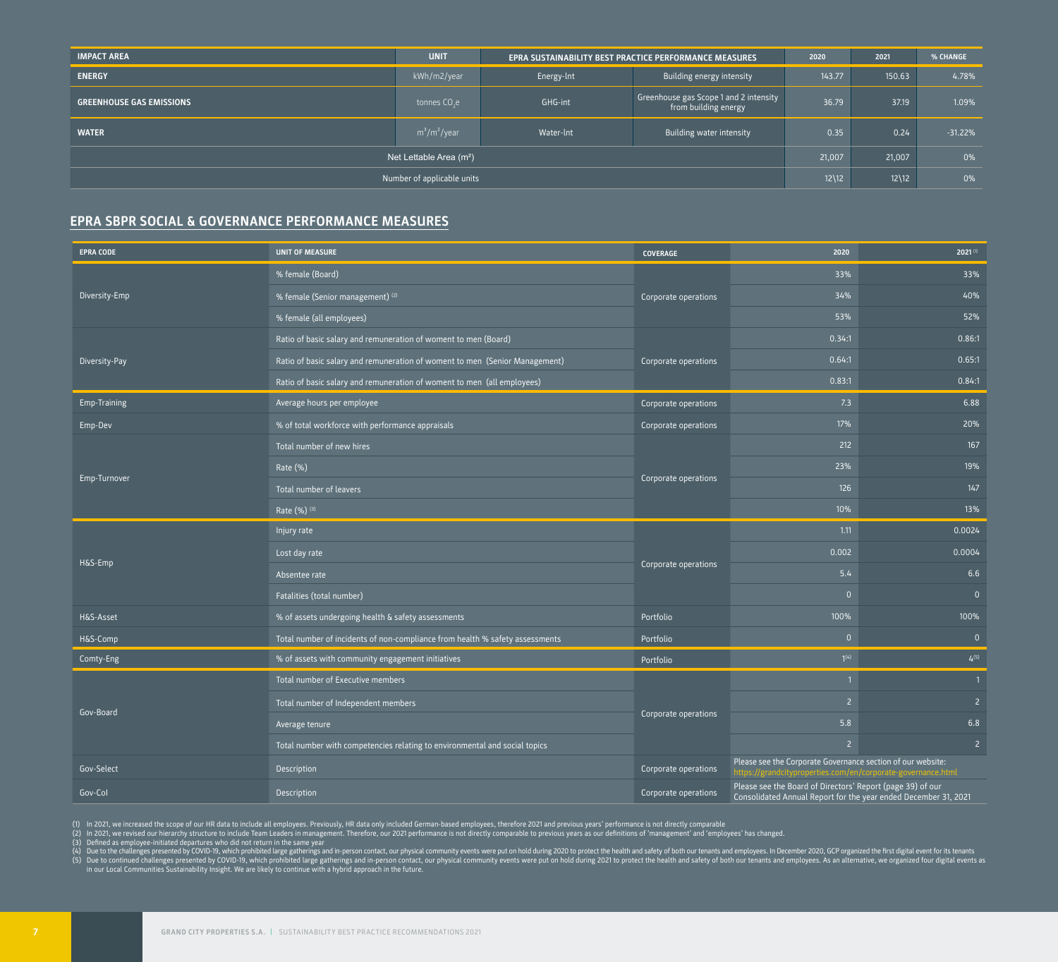| IMPACT AREA | UNIT | EPRA SUSTAINABILITY BEST PRACTICE PERFORMANCE MEASURES | | 2020 | 2021 | % CHANGE |
|---|---|---|---|---|---|---|
| **ENERGY** | kWh/m2/year | Energy-Int | Building energy intensity | 143.77 | 150.63 | 4.78% |
| **GREENHOUSE GAS EMISSIONS** | tonnes $CO_2e$ | GHG-int | Greenhouse gas Scope 1 and 2 intensity from building energy | 36.79 | 37.19 | 1.09% |
| **WATER** | $m^3/m^2/year$ | Water-Int | Building water intensity | 0.35 | 0.24 | -31.22% |
| Net Lettable Area (m²) | | | | 21,007 | 21,007 | 0% |
| Number of applicable units | | | | 12\12 | 12\12 | 0% |

## EPRA SBPR SOCIAL & GOVERNANCE PERFORMANCE MEASURES

| EPRA CODE | UNIT OF MEASURE | COVERAGE | 2020 | 2021 [1] |
|---|---|---|---|---|
| Diversity-Emp | % female (Board) | Corporate operations | 33% | 33% |
| | % female (Senior management) [2] | | 34% | 40% |
| | % female (all employees) | | 53% | 52% |
| Diversity-Pay | Ratio of basic salary and remuneration of woment to men (Board) | Corporate operations | 0.34:1 | 0.86:1 |
| | Ratio of basic salary and remuneration of woment to men (Senior Management) | | 0.64:1 | 0.65:1 |
| | Ratio of basic salary and remuneration of woment to men (all employees) | | 0.83:1 | 0.84:1 |
| Emp-Training | Average hours per employee | Corporate operations | 7.3 | 6.88 |
| Emp-Dev | % of total workforce with performance appraisals | Corporate operations | 17% | 20% |
| Emp-Turnover | Total number of new hires | Corporate operations | 212 | 167 |
| | Rate (%) | | 23% | 19% |
| | Total number of leavers | | 126 | 147 |
| | Rate (%) [3] | | 10% | 13% |
| H&S-Emp | Injury rate | Corporate operations | 1.11 | 0.0024 |
| | Lost day rate | | 0.002 | 0.0004 |
| | Absentee rate | | 5.4 | 6.6 |
| | Fatalities (total number) | | 0 | 0 |
| H&S-Asset | % of assets undergoing health & safety assessments | Portfolio | 100% | 100% |
| H&S-Comp | Total number of incidents of non-compliance from health % safety assessments | Portfolio | 0 | 0 |
| Comty-Eng | % of assets with community engagement initiatives | Portfolio | 1[4] | 4[5] |
| Gov-Board | Total number of Executive members | Corporate operations | 1 | 1 |
| | Total number of Independent members | | 2 | 2 |
| | Average tenure | | 5.8 | 6.8 |
| | Total number with competencies relating to environmental and social topics | | 2 | 2 |
| Gov-Select | Description | Corporate operations | Please see the Corporate Governance section of our website: https://grandcityproperties.com/en/corporate-governance.html | |
| Gov-Col | Description | Corporate operations | Please see the Board of Directors' Report (page 39) of our Consolidated Annual Report for the year ended December 31, 2021 | |

(1) In 2021, we increased the scope of our HR data to include all employees. Previously, HR data only included German-based employees, therefore 2021 and previous years' performance is not directly comparable
(2) In 2021, we revised our hierarchy structure to include Team Leaders in management. Therefore, our 2021 performance is not directly comparable to previous years as our definitions of 'management' and 'employees' has changed.
(3) Defined as employee-initiated departures who did not return in the same year
(4) Due to the challenges presented by COVID-19, which prohibited large gatherings and in-person contact, our physical community events were put on hold during 2020 to protect the health and safety of both our tenants and employees. In December 2020, GCP organized the first digital event for its tenants
(5) Due to continued challenges presented by COVID-19, which prohibited large gatherings and in-person contact, our physical community events were put on hold during 2021 to protect the health and safety of both our tenants and employees. As an alternative, we organized four digital events as in our Local Communities Sustainability Insight. We are likely to continue with a hybrid approach in the future.